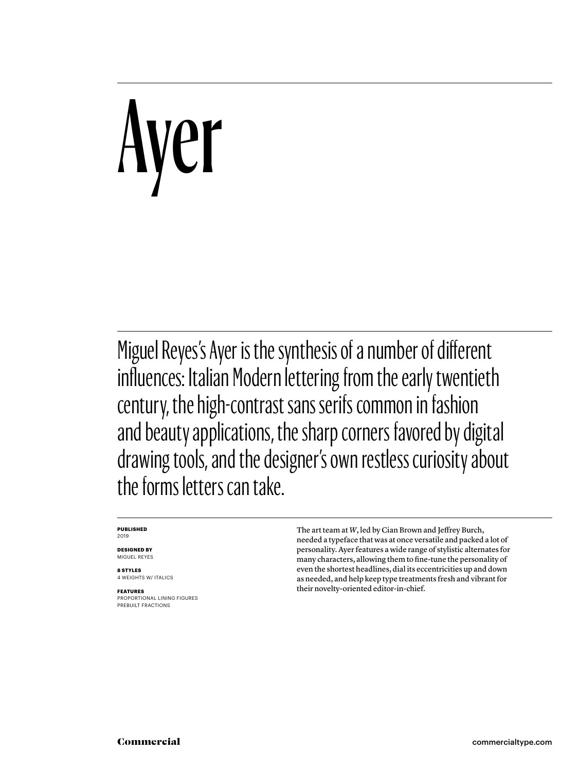# Ayer

Miguel Reyes's Ayer is the synthesis of a number of different influences: Italian Modern lettering from the early twentieth century, the high-contrast sans serifs common in fashion and beauty applications, the sharp corners favored by digital drawing tools, and the designer's own restless curiosity about the forms letters can take.

**PUBLISHED**
2019

**DESIGNED BY**
MIGUEL REYES

**8 STYLES**
4 WEIGHTS W/ ITALICS

**FEATURES**
PROPORTIONAL LINING FIGURES
PREBUILT FRACTIONS

The art team at *W*, led by Cian Brown and Jeffrey Burch, needed a typeface that was at once versatile and packed a lot of personality. Ayer features a wide range of stylistic alternates for many characters, allowing them to fine-tune the personality of even the shortest headlines, dial its eccentricities up and down as needed, and help keep type treatments fresh and vibrant for their novelty-oriented editor-in-chief.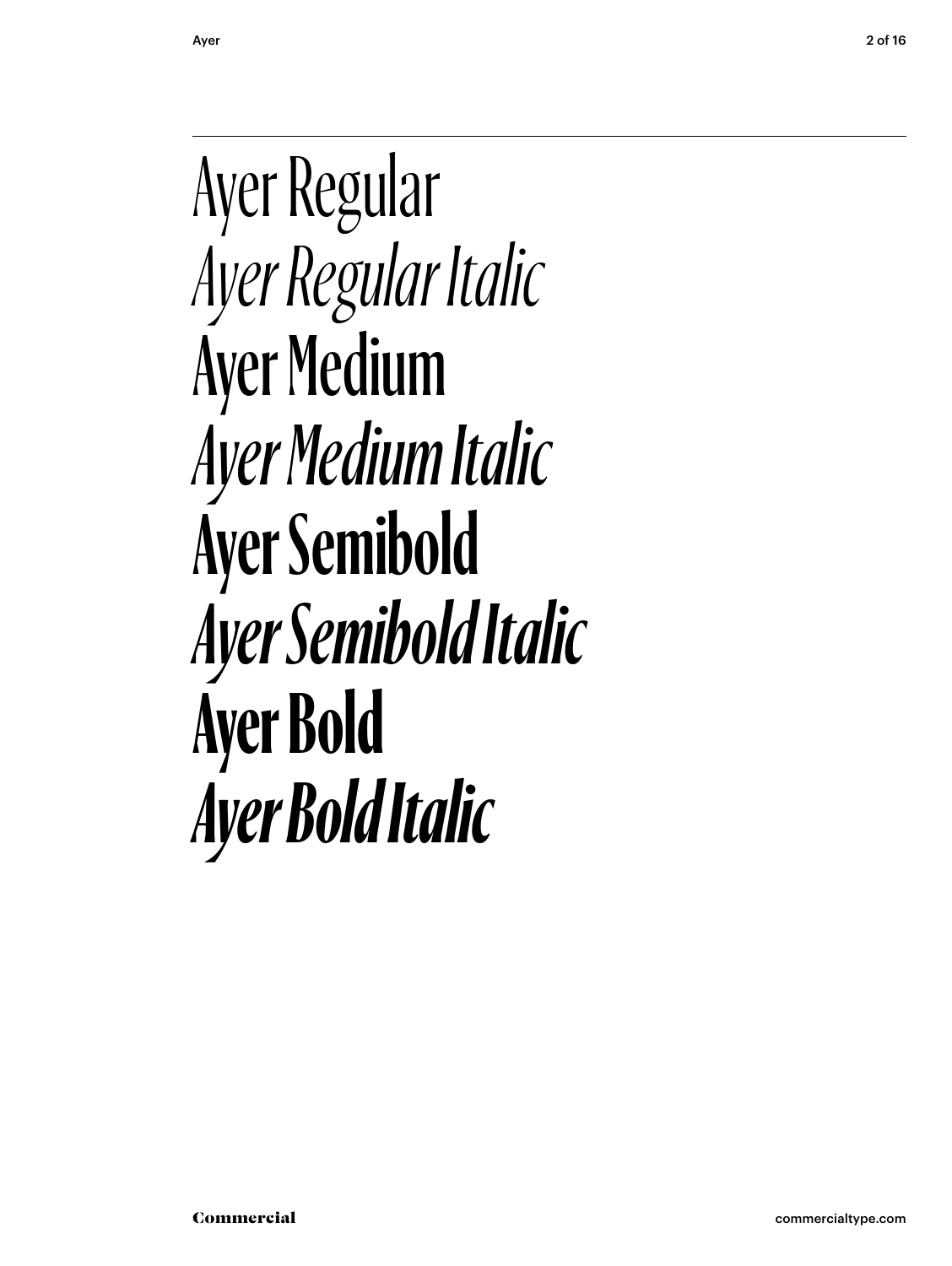Ayer Regular

*Ayer Regular Italic*

Ayer Medium

*Ayer Medium Italic*

**Ayer Semibold**

***Ayer Semibold Italic***

**Ayer Bold**

***Ayer Bold Italic***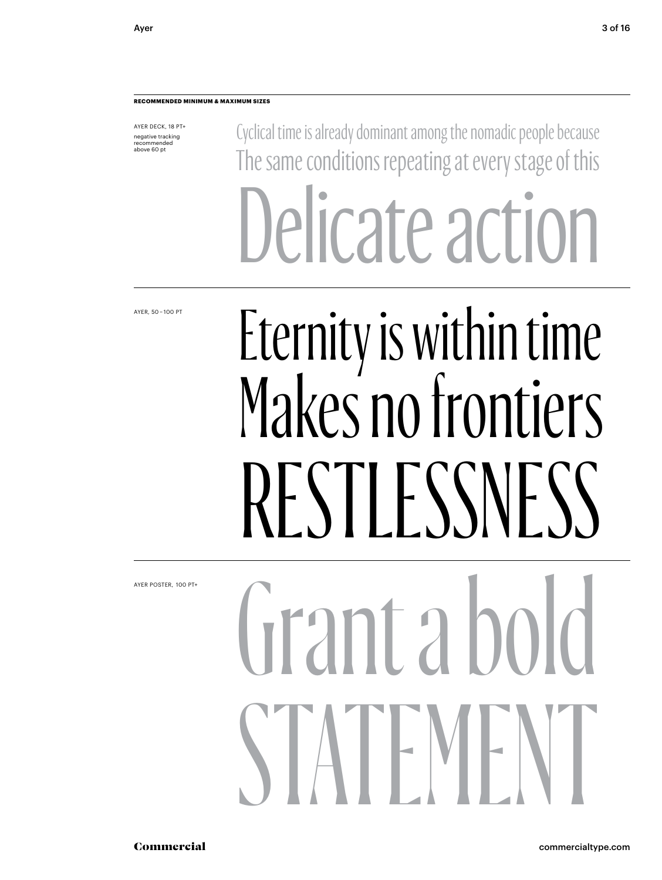**RECOMMENDED MINIMUM & MAXIMUM SIZES**

AYER DECK, 18 PT+

negative tracking recommended above 60 pt

Cyclical time is already dominant among the nomadic people because
The same conditions repeating at every stage of this

Delicate action

AYER, 50 – 100 PT

Eternity is within time
Makes no frontiers
RESTLESSNESS

AYER POSTER, 100 PT+

Grant a bold
STATEMENT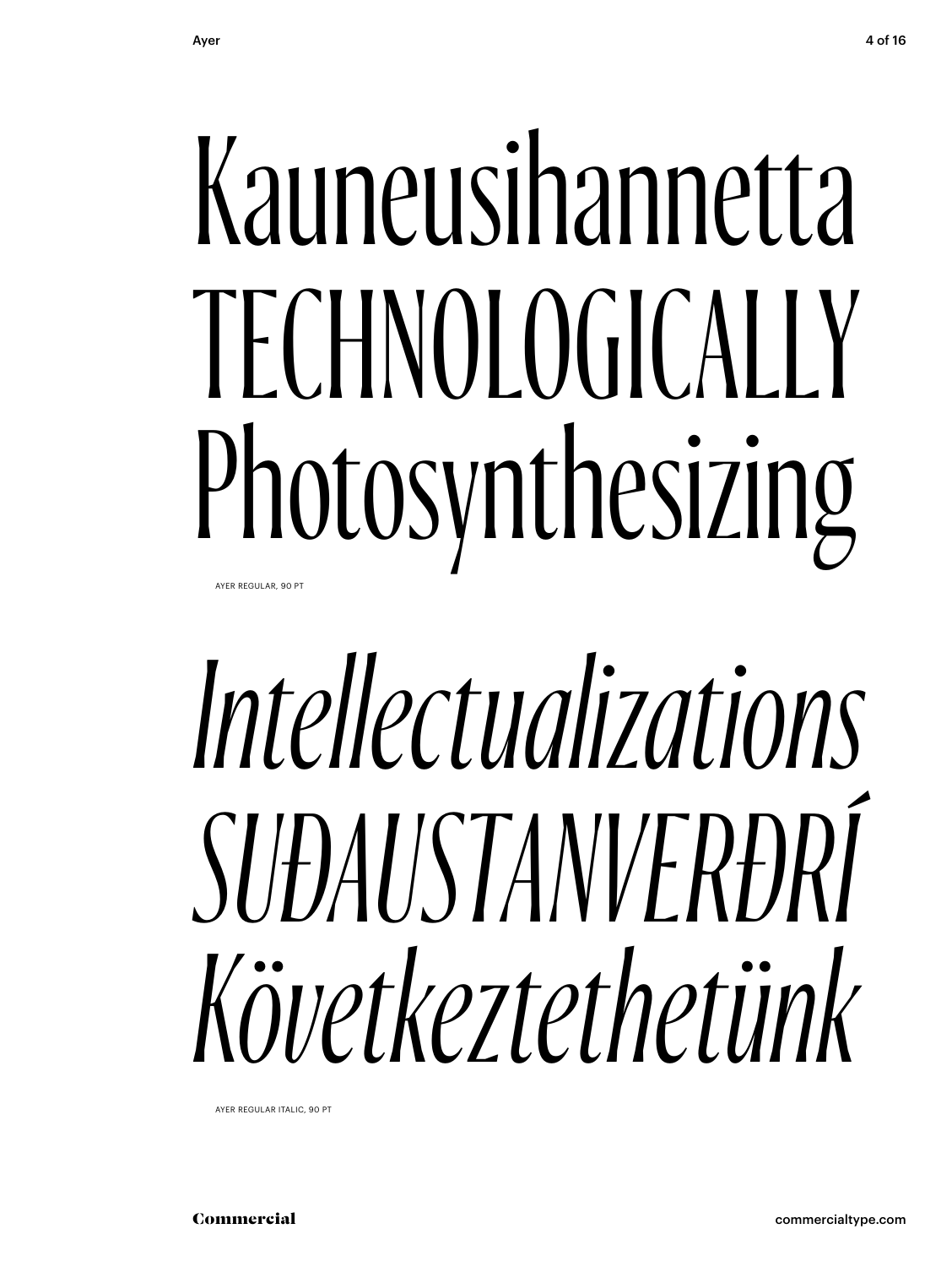Kauneusihannetta
TECHNOLOGICALLY
Photosynthesizing

AYER REGULAR, 90 PT

*Intellectualizations*
*SUÐAUSTANVERÐRÍ*
*Következtethetünk*

AYER REGULAR ITALIC, 90 PT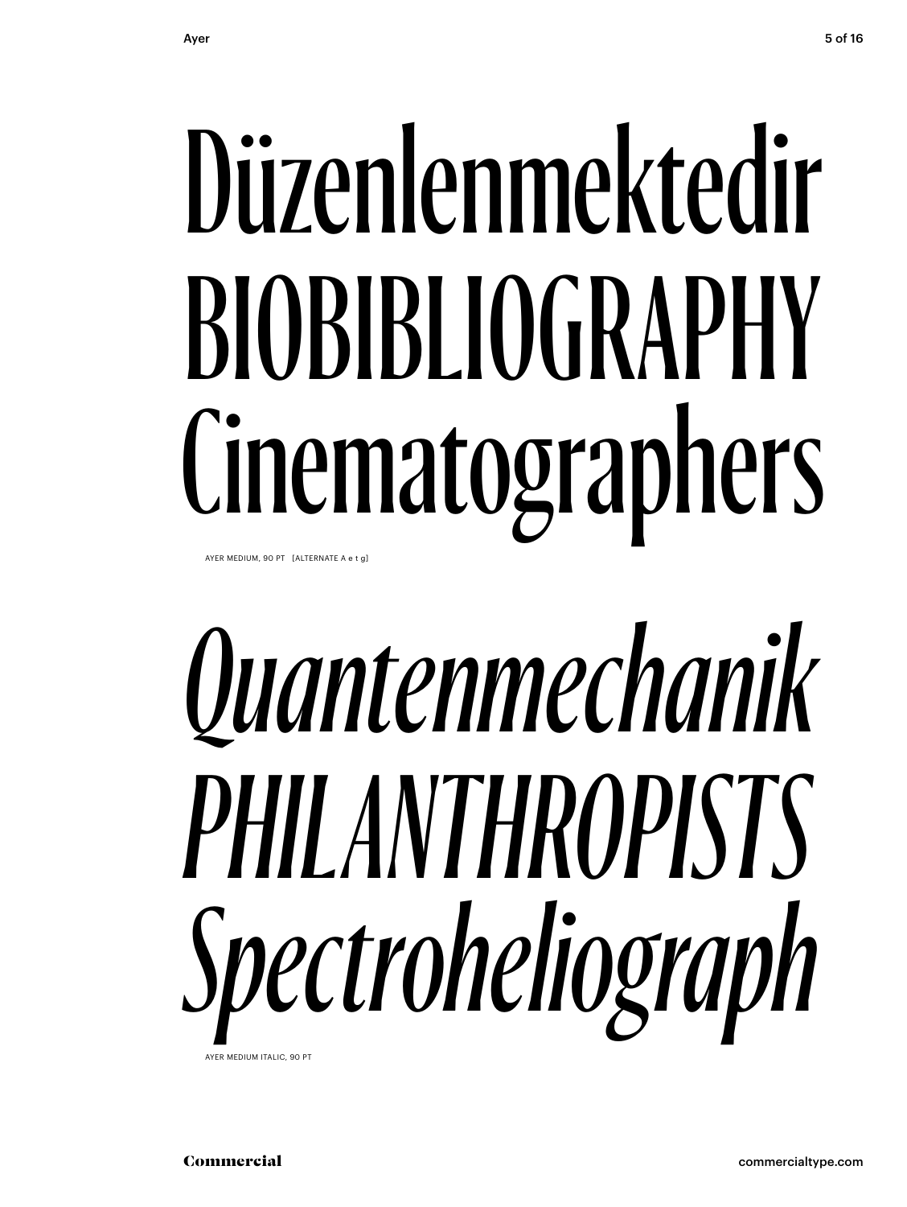Düzenlenmektedir
BIOBIBLIOGRAPHY
Cinematographers

AYER MEDIUM, 90 PT [ALTERNATE A e t g]

*Quantenmechanik*
*PHILANTHROPISTS*
*Spectroheliograph*

AYER MEDIUM ITALIC, 90 PT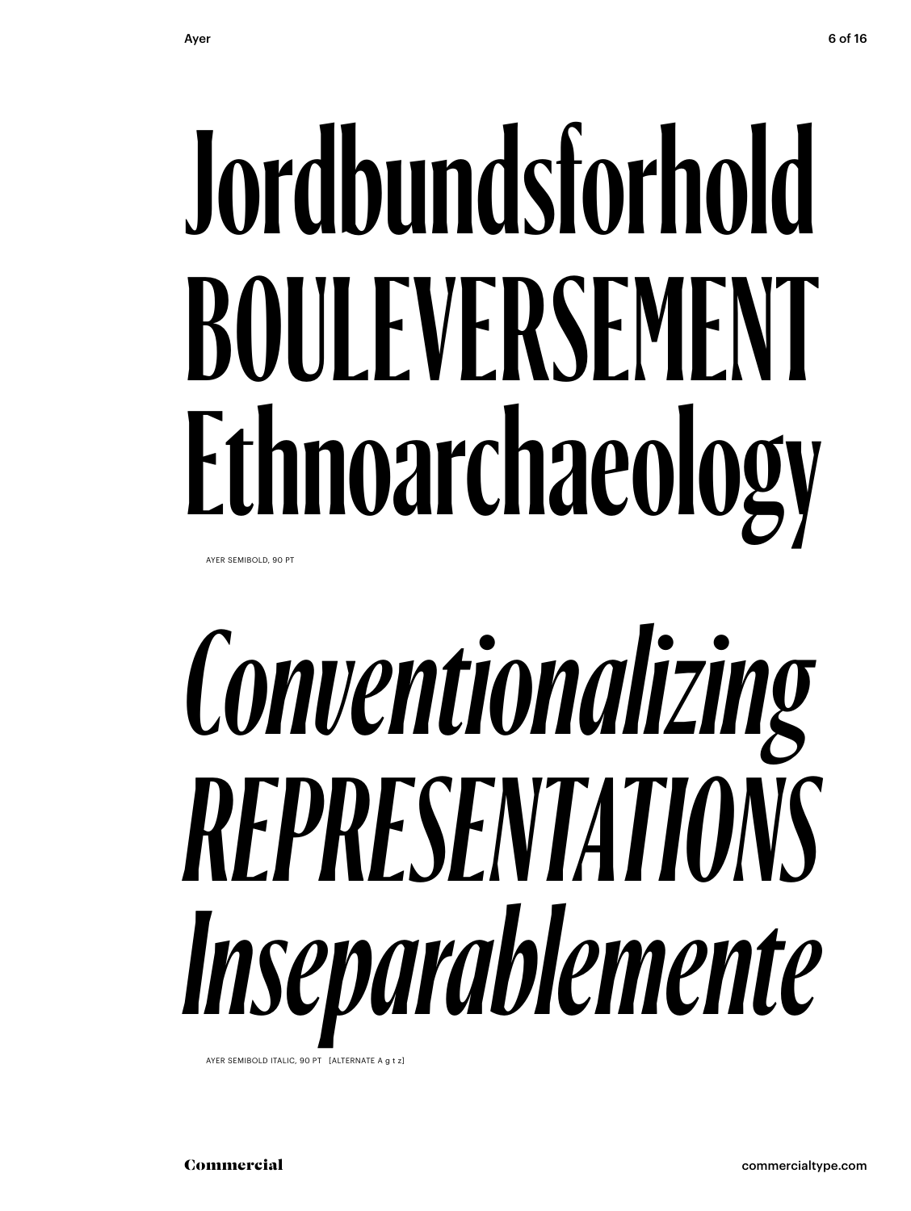Jordbundsforhold
BOULEVERSEMENT
Ethnoarchaeology

AYER SEMIBOLD, 90 PT

*Conventionalizing*
*REPRESENTATIONS*
*Inseparablemente*

AYER SEMIBOLD ITALIC, 90 PT [ALTERNATE A g t z]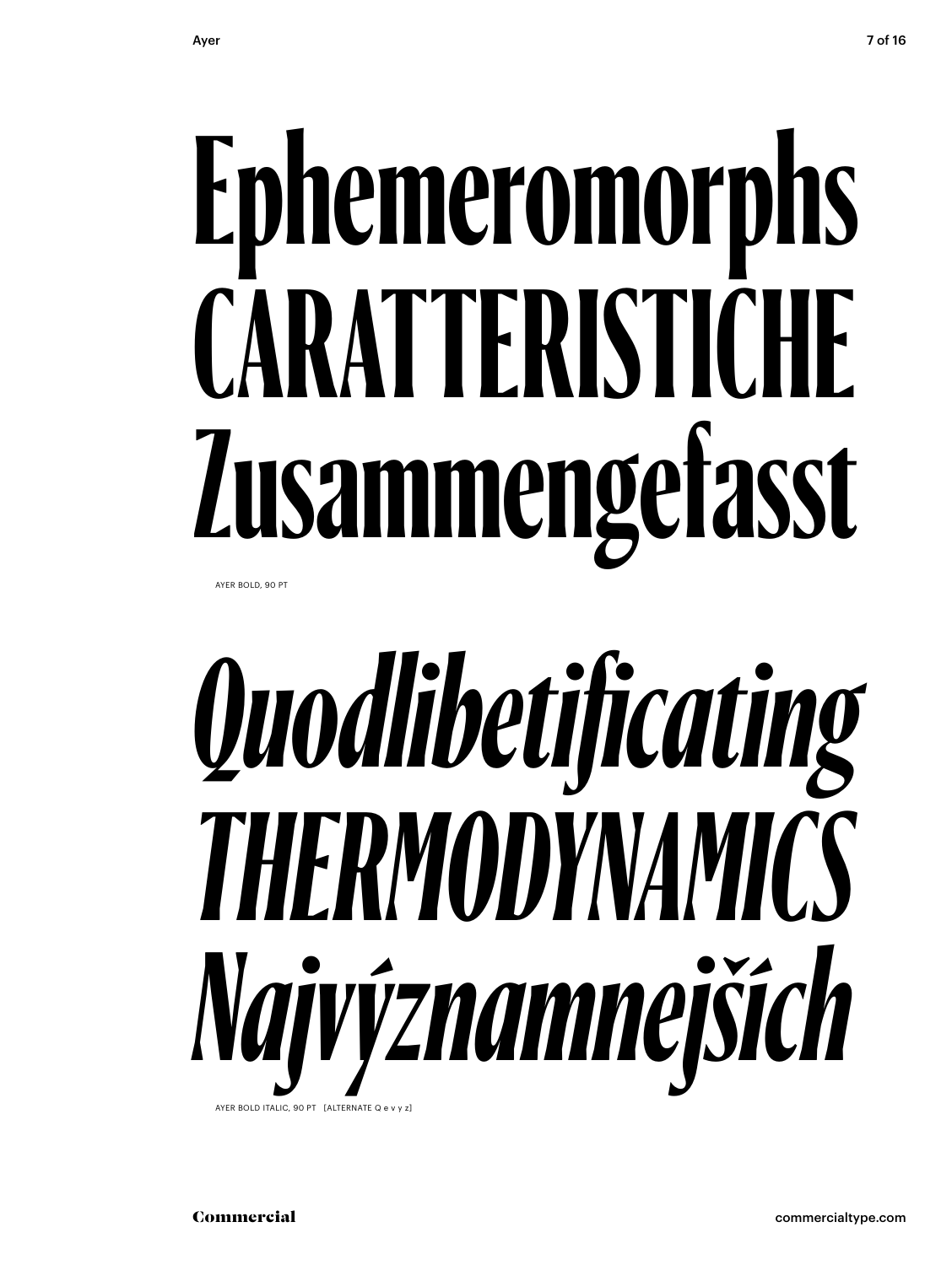# Ephemeromorphs CARATTERISTICHE Zusammengefasst

AYER BOLD, 90 PT

# *Quodlibetificating THERMODYNAMICS Najvýznamnejších*

AYER BOLD ITALIC, 90 PT [ALTERNATE Q e v y z]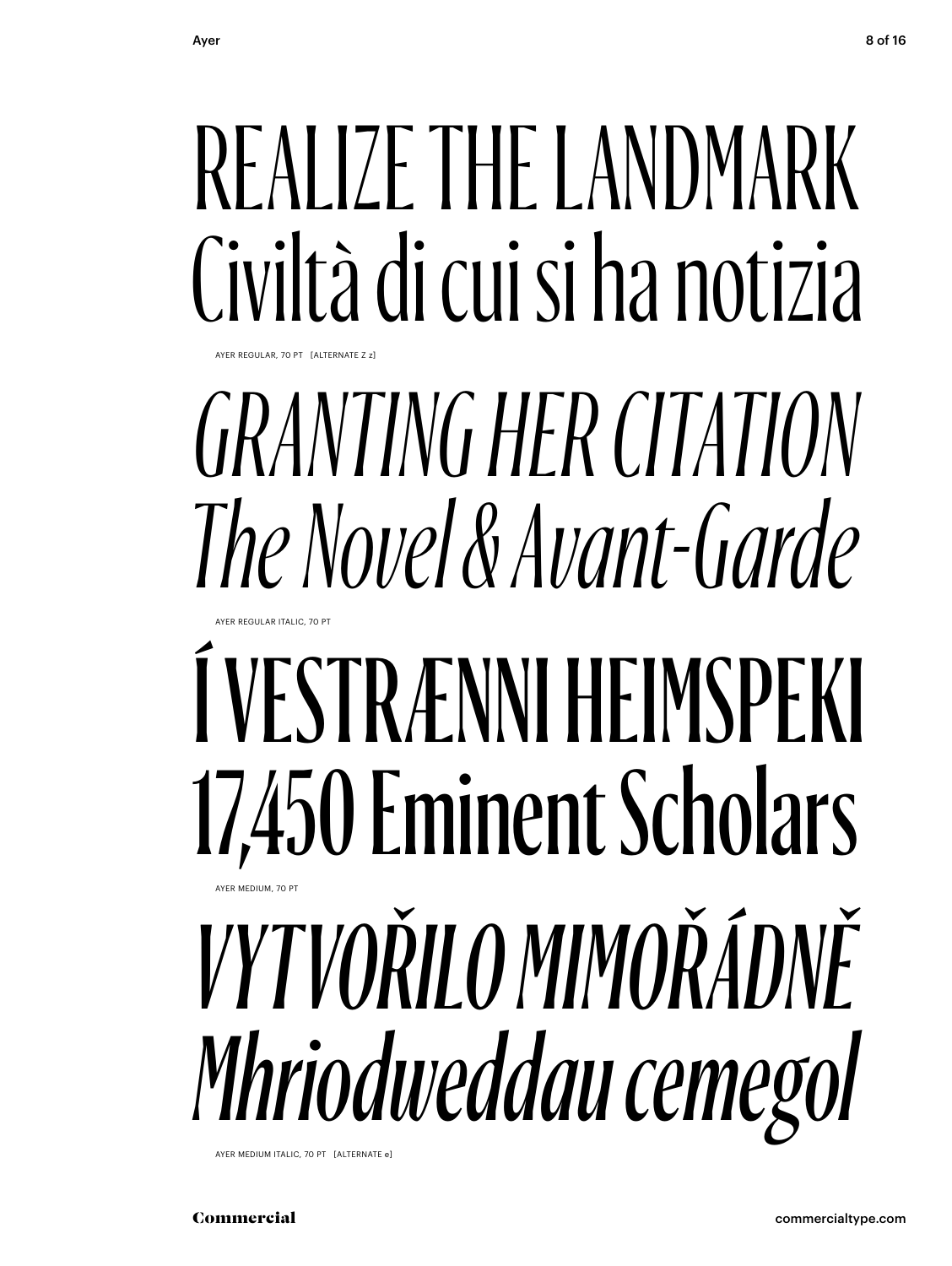REALIZE THE LANDMARK
Civiltà di cui si ha notizia

AYER REGULAR, 70 PT [ALTERNATE Z z]

*GRANTING HER CITATION*
*The Novel & Avant-Garde*

AYER REGULAR ITALIC, 70 PT

**Í VESTRÆNNI HEIMSPEKI**
**17,450 Eminent Scholars**

AYER MEDIUM, 70 PT

***VYTVOŘILO MIMOŘÁDNĚ***
***Mhriodweddau cemegol***

AYER MEDIUM ITALIC, 70 PT [ALTERNATE e]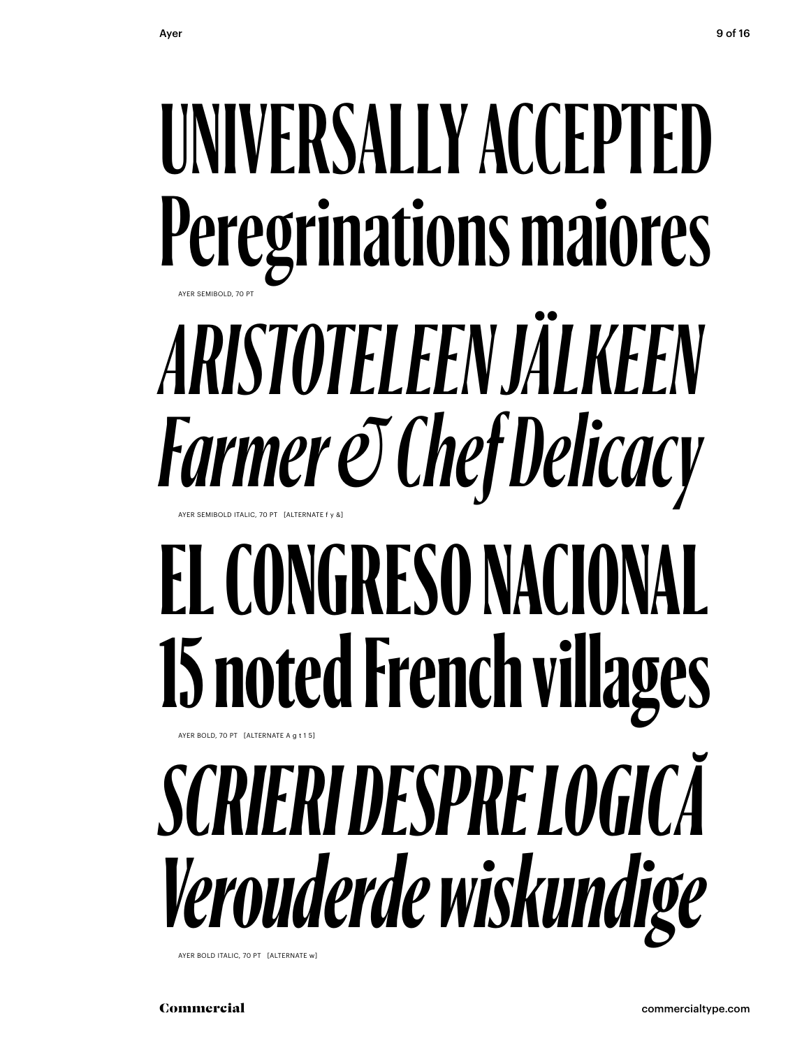# UNIVERSALLY ACCEPTED
# Peregrinations maiores

AYER SEMIBOLD, 70 PT

# *ARISTOTELEEN JÄLKEEN*
# *Farmer & Chef Delicacy*

AYER SEMIBOLD ITALIC, 70 PT [ALTERNATE f y &]

# **EL CONGRESO NACIONAL**
# **15 noted French villages**

AYER BOLD, 70 PT [ALTERNATE A g t 1 5]

# ***SCRIERI DESPRE LOGICĂ***
# ***Verouderde wiskundige***

AYER BOLD ITALIC, 70 PT [ALTERNATE w]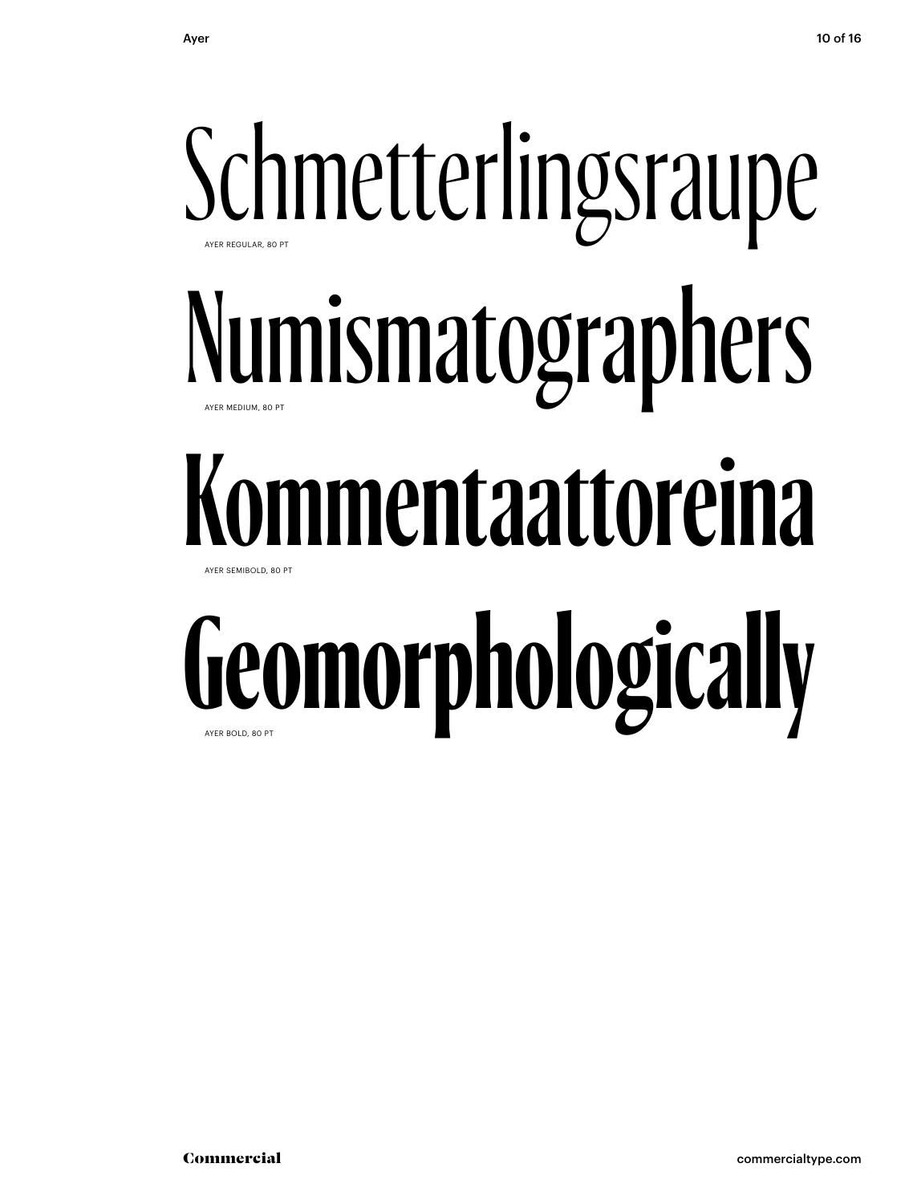Schmetterlingsraupe

AYER REGULAR, 80 PT

Numismatographers

AYER MEDIUM, 80 PT

Kommentaattoreina

AYER SEMIBOLD, 80 PT

Geomorphologically

AYER BOLD, 80 PT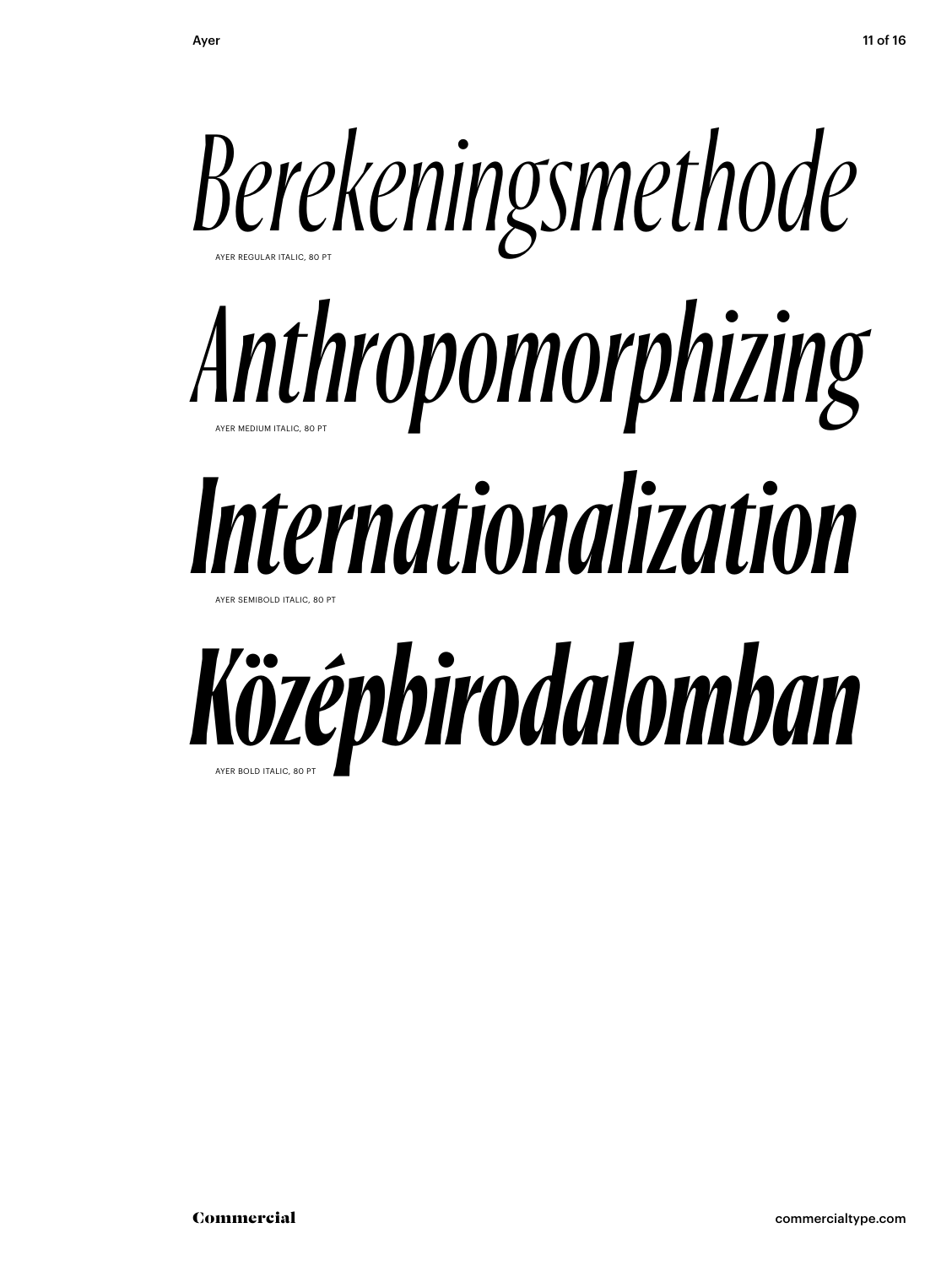*Berekeningsmethode*

AYER REGULAR ITALIC, 80 PT

*Anthropomorphizing*

AYER MEDIUM ITALIC, 80 PT

***Internationalization***

AYER SEMIBOLD ITALIC, 80 PT

***Középbirodalomban***

AYER BOLD ITALIC, 80 PT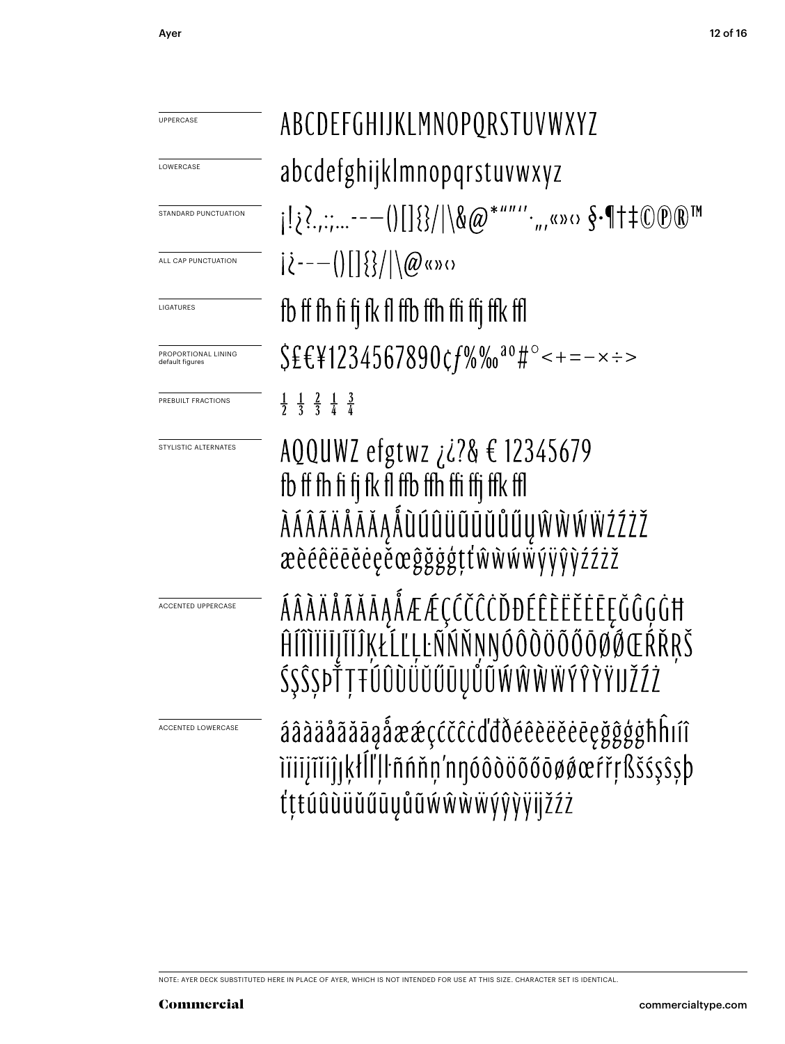UPPERCASE

ABCDEFGHIJKLMNOPQRSTUVWXYZ

LOWERCASE

abcdefghijklmnopqrstuvwxyz

STANDARD PUNCTUATION

¡!¿?.,:;...-–—()[]{}/|\&@*""''·„‚«»‹› §·¶†‡©℗®™

ALL CAP PUNCTUATION

¡¿-–—()[]{}/|\@«»‹›

LIGATURES

fb ff fh fi fj fk fl ffb ffh ffi ffj ffk ffl

PROPORTIONAL LINING default figures

$£€¥1234567890¢ƒ%‰ªº#°<+=−×÷>

PREBUILT FRACTIONS

½ ⅓ ⅔ ¼ ¾

STYLISTIC ALTERNATES

AQQUWZ efgtwz ¿¿?& € 12345679
fb ff fh fi fj fk fl ffb ffh ffi ffj ffk ffl
ÀÁÂÃÄÅĀĂĄǺÙÚÛÜŨŪŬŮŰŲŴẀẂẄŹŻŽ
æèéêëēĕėęěœĝğġģţťŵẁẃẅýÿŷỳźżž

ACCENTED UPPERCASE

ÁÂÀÄÅÃĂĀĄǺÆǼÇĆĈČĊĎĐÉÊÈËĚĖĒĘĞĜĢĠĦ
ĤÍÎÌÏĪĮĨĬĴĶŁĹĽĻĿÑŃŇŅŊÓÔÒÖÕŐŌØǾŒŔŘŖŠ
ŚŞŜȘÞŤŢŦÚÛÙÜŬŰŪŲŮŨẂŴẀẄÝŶỲŸĲŽŹŻ

ACCENTED LOWERCASE

áâàäåãăāąǻæǽçćĉčċďđðéêèëěėēęğĝģġħĥıíî
ìïīįĩĭĵȷķłĺľļŀñńňņŉŋóôòöõőōøǿœŕřŗßšśşŝșþ
ťţŧúûùüŭűūųůũẃŵẁẅýŷỳÿĳžźż

NOTE: AYER DECK SUBSTITUTED HERE IN PLACE OF AYER, WHICH IS NOT INTENDED FOR USE AT THIS SIZE. CHARACTER SET IS IDENTICAL.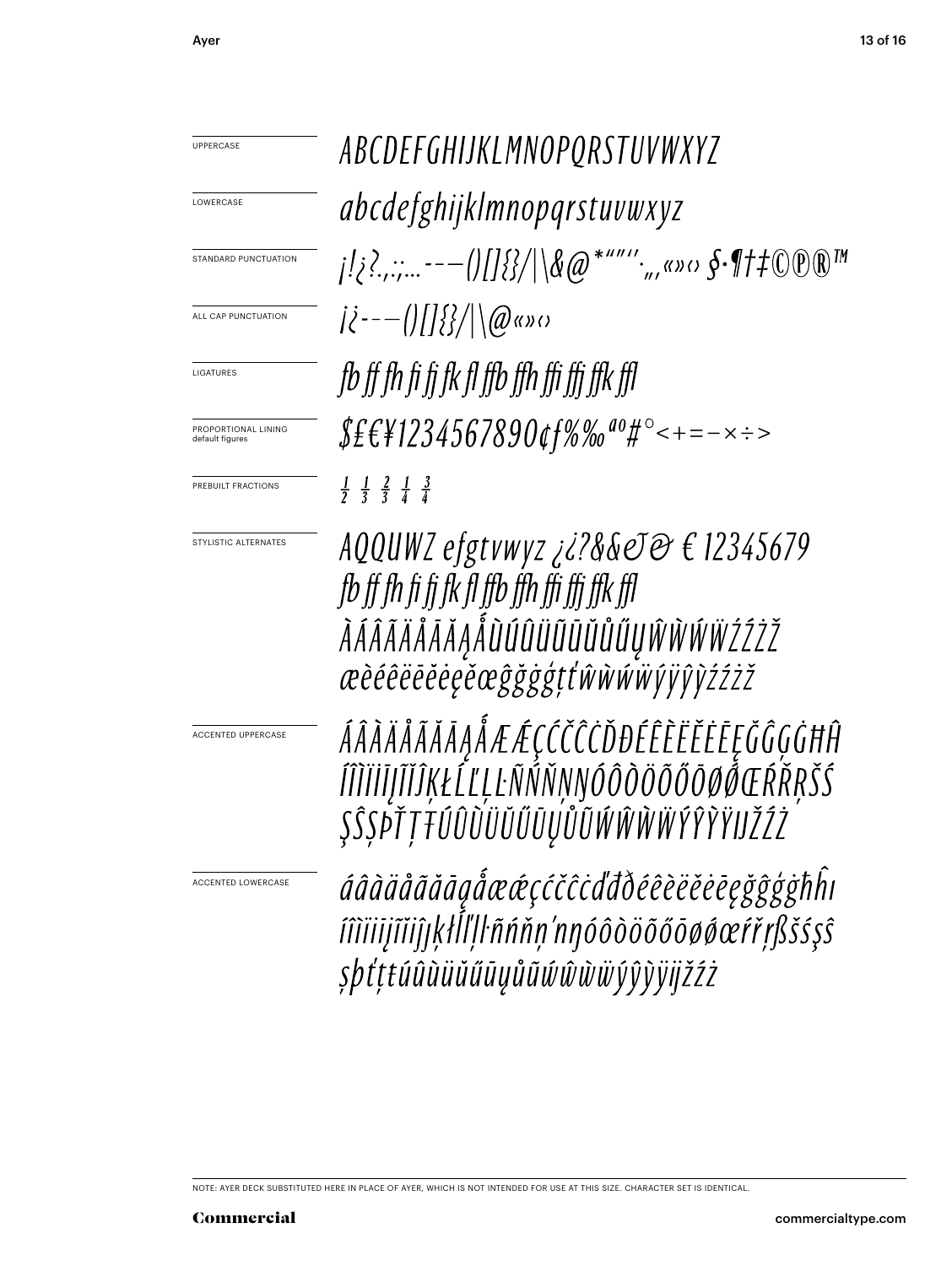| | |
|---|---|
| UPPERCASE | ABCDEFGHIJKLMNOPQRSTUVWXYZ |
| LOWERCASE | abcdefghijklmnopqrstuvwxyz |
| STANDARD PUNCTUATION | ¡!¿?.,:;...-–—()[]{}/\|\&@*"""''·„‚«»‹› §·¶†‡©℗®™ |
| ALL CAP PUNCTUATION | ¡¿-–—()[]{}/\|\@«»‹› |
| LIGATURES | fb ff fh fi fj fk fl ffb ffh ffi ffj ffk ffl |
| PROPORTIONAL LINING default figures | $£€¥1234567890¢ƒ%‰ªº#°<+=−×÷> |
| PREBUILT FRACTIONS | ½ ⅓ ⅔ ¼ ¾ |
| STYLISTIC ALTERNATES | AQQUWZ efgtvwyz ¿¿?&&&& € 12345679 fb ff fh fi fj fk fl ffb ffh ffi ffj ffk ffl ÀÁÂÃÄÅĀĂĄǺÙÚÛÜŨŪŬŮŰŲŴẀẂẄŹŻŽ æèéêëēĕėęěœĝğġģţťŵẁẃẅýÿŷỳźżž |
| ACCENTED UPPERCASE | ÁÂÀÄÅÃĂĀĄǺÆǼÇĆČĈĊĎĐÉÊÈËĚĔĖĒĘĞĜĢĠĦĤ ÍÎÌÏĪĮĨĬĴĶŁĹĽĻĿÑŃŇŅŊÓÔÒÖÕŐŌØǾŒŔŘŖŠŚ ŞŜȘÞŤŢŦÚÛÙÜŬŰŪŲŮŨẂŴẀẄÝŶỲŸĲŽŹŻ |
| ACCENTED LOWERCASE | áâàäåãăāąǻæǽçćčĉċďđðéêèëěĕėēęğĝģġħĥı íîìïīįĩĭĵķłĺľļŀñńňņŉŋóôòöõőōøǿœŕřŗßšśşŝ șþťţŧúûùüŭűūųůũẃŵẁẅýŷỳÿĳžźż |

NOTE: AYER DECK SUBSTITUTED HERE IN PLACE OF AYER, WHICH IS NOT INTENDED FOR USE AT THIS SIZE. CHARACTER SET IS IDENTICAL.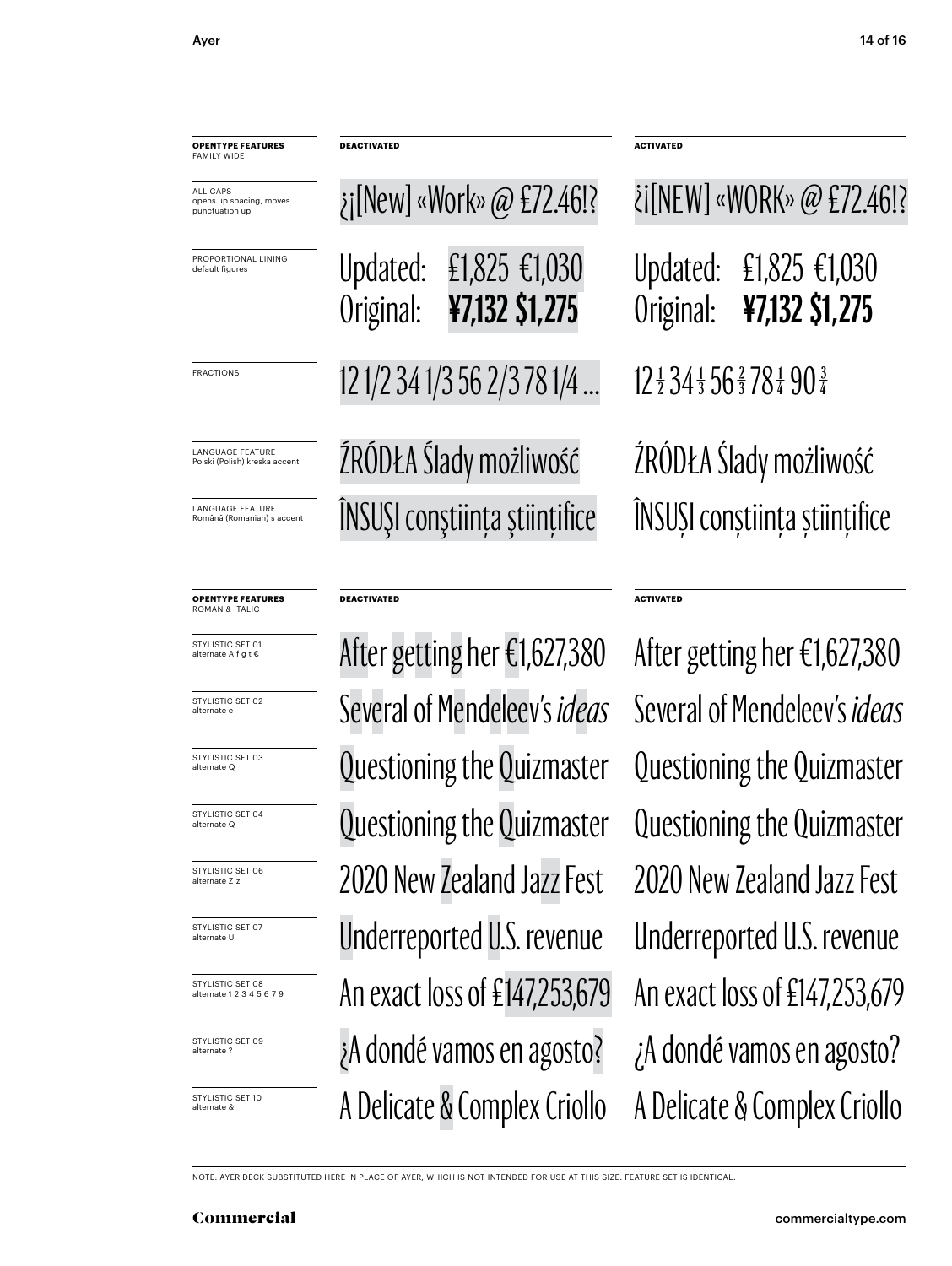| OPENTYPE FEATURES FAMILY WIDE | DEACTIVATED | ACTIVATED |
| --- | --- | --- |
| ALL CAPS opens up spacing, moves punctuation up | ¿¡[New] «Work» @ £72.46!? | ¿¡[NEW] «WORK» @ £72.46!? |
| PROPORTIONAL LINING default figures | Updated: £1,825 €1,030 Original: **¥7,132 $1,275** | Updated: £1,825 €1,030 Original: **¥7,132 $1,275** |
| FRACTIONS | 12 1/2 34 1/3 56 2/3 78 1/4 ... | 12½ 34⅓ 56⅔ 78¼ 90¾ |
| LANGUAGE FEATURE Polski (Polish) kreska accent | ŹRÓDŁA Ślady możliwość | ŹRÓDŁA Ślady możliwość |
| LANGUAGE FEATURE Română (Romanian) s accent | ÎNSUŞI conştiinţa ştiinţifice | ÎNSUȘI conștiința științifice |

| OPENTYPE FEATURES ROMAN & ITALIC | DEACTIVATED | ACTIVATED |
| --- | --- | --- |
| STYLISTIC SET 01 alternate A f g t € | After getting her €1,627,380 | After getting her €1,627,380 |
| STYLISTIC SET 02 alternate e | Several of Mendeleev's *ideas* | Several of Mendeleev's *ideas* |
| STYLISTIC SET 03 alternate Q | Questioning the Quizmaster | Questioning the Quizmaster |
| STYLISTIC SET 04 alternate Q | Questioning the Quizmaster | Questioning the Quizmaster |
| STYLISTIC SET 06 alternate Z z | 2020 New Zealand Jazz Fest | 2020 New Zealand Jazz Fest |
| STYLISTIC SET 07 alternate U | Underreported U.S. revenue | Underreported U.S. revenue |
| STYLISTIC SET 08 alternate 1 2 3 4 5 6 7 9 | An exact loss of £147,253,679 | An exact loss of £147,253,679 |
| STYLISTIC SET 09 alternate ? | ¿A dondé vamos en agosto? | ¿A dondé vamos en agosto? |
| STYLISTIC SET 10 alternate & | A Delicate & Complex Criollo | A Delicate & Complex Criollo |

NOTE: AYER DECK SUBSTITUTED HERE IN PLACE OF AYER, WHICH IS NOT INTENDED FOR USE AT THIS SIZE. FEATURE SET IS IDENTICAL.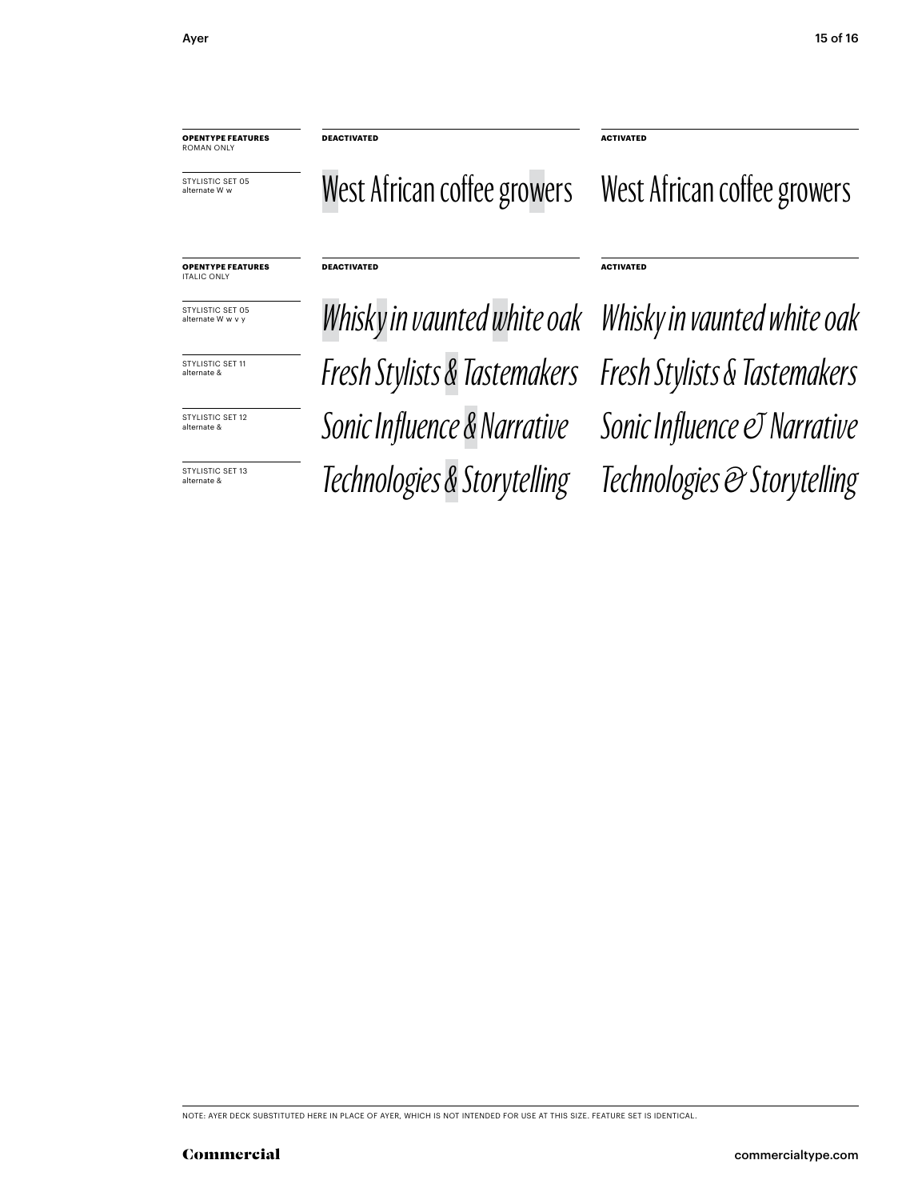| OPENTYPE FEATURES ROMAN ONLY | DEACTIVATED | ACTIVATED |
| --- | --- | --- |
| STYLISTIC SET 05 alternate W w | West African coffee growers | West African coffee growers |

| OPENTYPE FEATURES ITALIC ONLY | DEACTIVATED | ACTIVATED |
| --- | --- | --- |
| STYLISTIC SET 05 alternate W w v y | *Whisky in vaunted white oak* | *Whisky in vaunted white oak* |
| STYLISTIC SET 11 alternate & | *Fresh Stylists & Tastemakers* | *Fresh Stylists & Tastemakers* |
| STYLISTIC SET 12 alternate & | *Sonic Influence & Narrative* | *Sonic Influence & Narrative* |
| STYLISTIC SET 13 alternate & | *Technologies & Storytelling* | *Technologies & Storytelling* |

NOTE: AYER DECK SUBSTITUTED HERE IN PLACE OF AYER, WHICH IS NOT INTENDED FOR USE AT THIS SIZE. FEATURE SET IS IDENTICAL.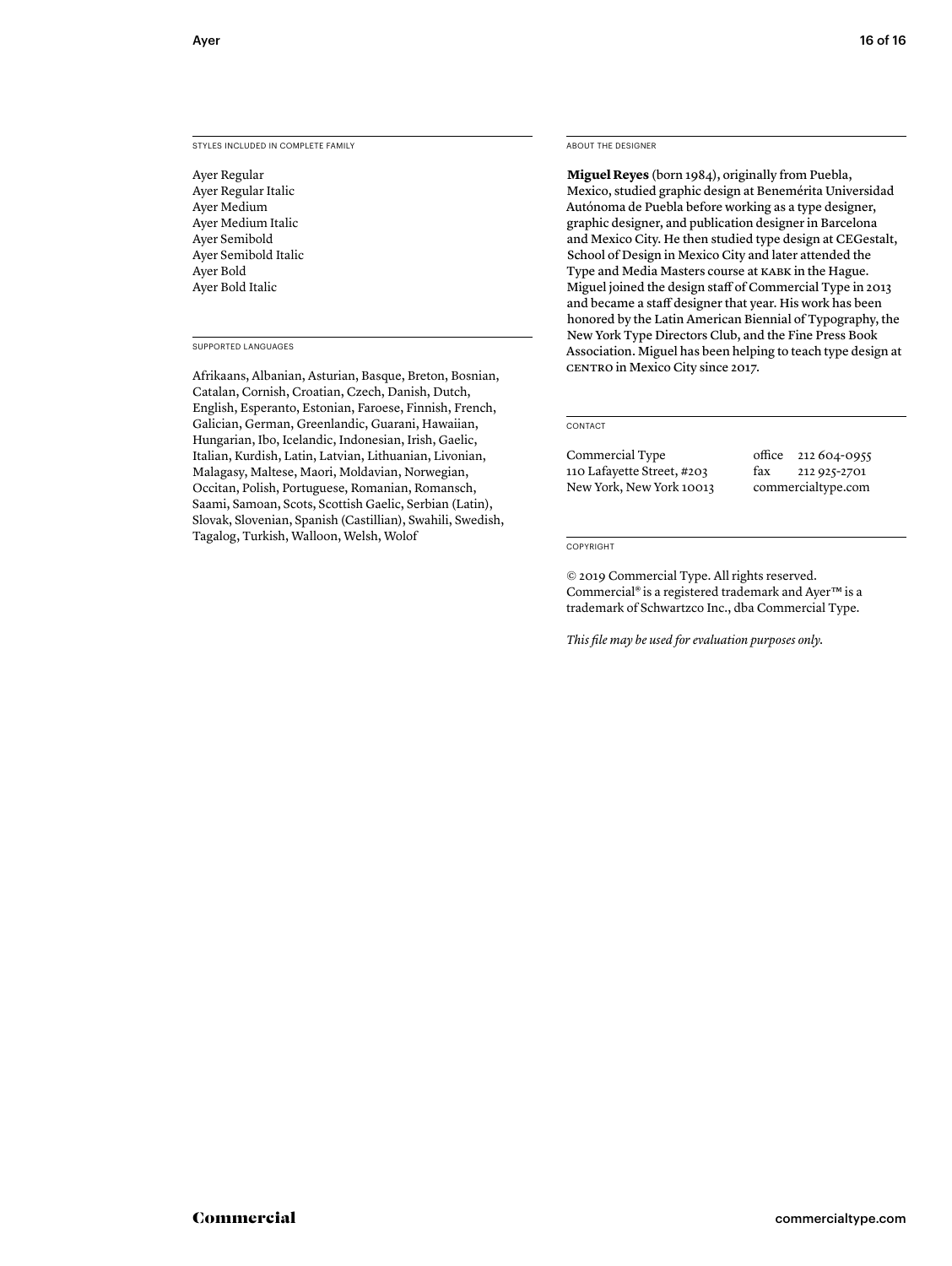## STYLES INCLUDED IN COMPLETE FAMILY

Ayer Regular
Ayer Regular Italic
Ayer Medium
Ayer Medium Italic
Ayer Semibold
Ayer Semibold Italic
Ayer Bold
Ayer Bold Italic

## SUPPORTED LANGUAGES

Afrikaans, Albanian, Asturian, Basque, Breton, Bosnian, Catalan, Cornish, Croatian, Czech, Danish, Dutch, English, Esperanto, Estonian, Faroese, Finnish, French, Galician, German, Greenlandic, Guarani, Hawaiian, Hungarian, Ibo, Icelandic, Indonesian, Irish, Gaelic, Italian, Kurdish, Latin, Latvian, Lithuanian, Livonian, Malagasy, Maltese, Maori, Moldavian, Norwegian, Occitan, Polish, Portuguese, Romanian, Romansch, Saami, Samoan, Scots, Scottish Gaelic, Serbian (Latin), Slovak, Slovenian, Spanish (Castillian), Swahili, Swedish, Tagalog, Turkish, Walloon, Welsh, Wolof

## ABOUT THE DESIGNER

**Miguel Reyes** (born 1984), originally from Puebla, Mexico, studied graphic design at Benemérita Universidad Autónoma de Puebla before working as a type designer, graphic designer, and publication designer in Barcelona and Mexico City. He then studied type design at CEGestalt, School of Design in Mexico City and later attended the Type and Media Masters course at KABK in the Hague. Miguel joined the design staff of Commercial Type in 2013 and became a staff designer that year. His work has been honored by the Latin American Biennial of Typography, the New York Type Directors Club, and the Fine Press Book Association. Miguel has been helping to teach type design at CENTRO in Mexico City since 2017.

## CONTACT

Commercial Type
110 Lafayette Street, #203
New York, New York 10013

office 212 604-0955
fax 212 925-2701
commercialtype.com

## COPYRIGHT

© 2019 Commercial Type. All rights reserved. Commercial® is a registered trademark and Ayer™ is a trademark of Schwartzco Inc., dba Commercial Type.

*This file may be used for evaluation purposes only.*